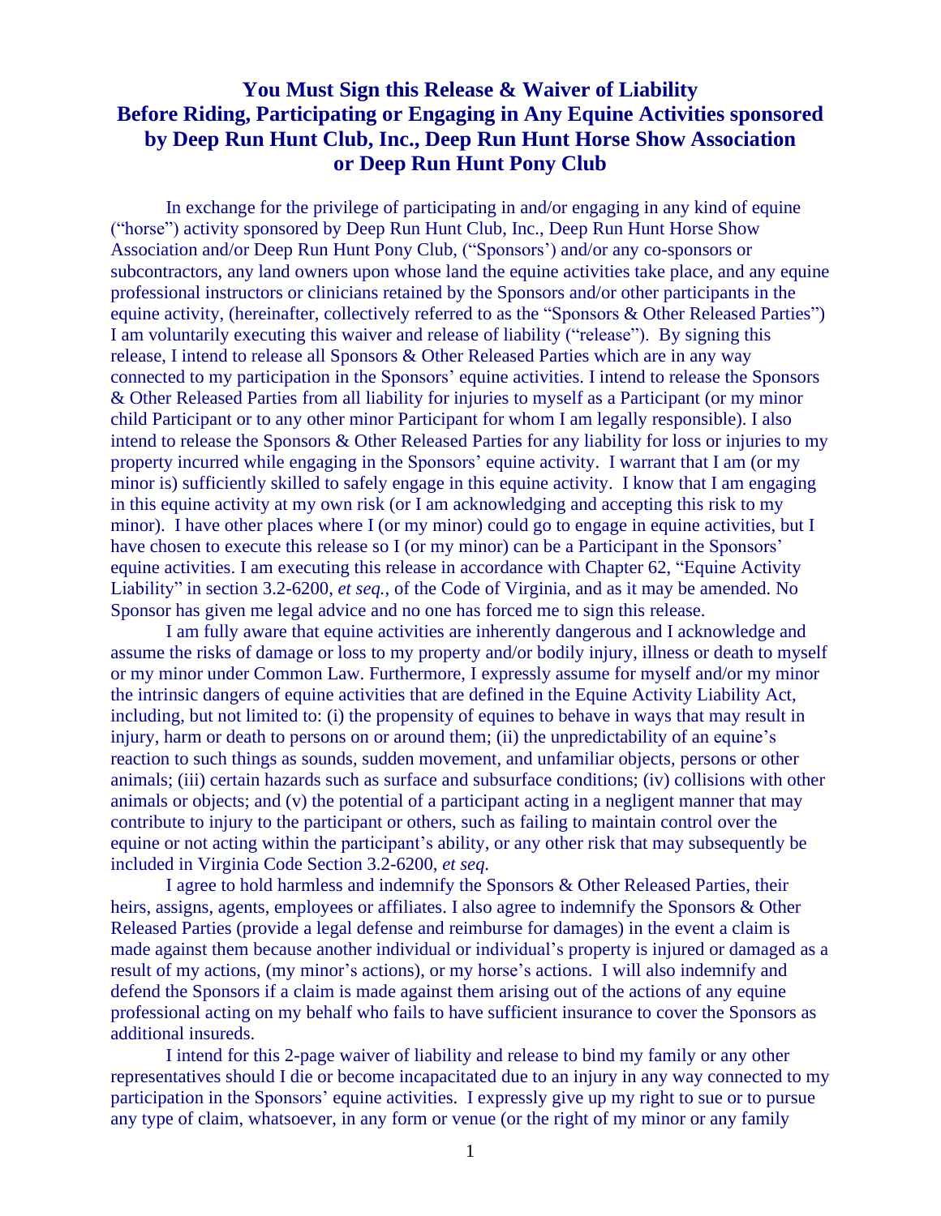# You Must Sign this Release & Waiver of Liability Before Riding, Participating or Engaging in Any Equine Activities sponsored by Deep Run Hunt Club, Inc., Deep Run Hunt Horse Show Association or Deep Run Hunt Pony Club

In exchange for the privilege of participating in and/or engaging in any kind of equine ("horse") activity sponsored by Deep Run Hunt Club, Inc., Deep Run Hunt Horse Show Association and/or Deep Run Hunt Pony Club, ("Sponsors') and/or any co-sponsors or subcontractors, any land owners upon whose land the equine activities take place, and any equine professional instructors or clinicians retained by the Sponsors and/or other participants in the equine activity, (hereinafter, collectively referred to as the "Sponsors & Other Released Parties") I am voluntarily executing this waiver and release of liability ("release"). By signing this release, I intend to release all Sponsors & Other Released Parties which are in any way connected to my participation in the Sponsors' equine activities. I intend to release the Sponsors & Other Released Parties from all liability for injuries to myself as a Participant (or my minor child Participant or to any other minor Participant for whom I am legally responsible). I also intend to release the Sponsors & Other Released Parties for any liability for loss or injuries to my property incurred while engaging in the Sponsors' equine activity. I warrant that I am (or my minor is) sufficiently skilled to safely engage in this equine activity. I know that I am engaging in this equine activity at my own risk (or I am acknowledging and accepting this risk to my minor). I have other places where I (or my minor) could go to engage in equine activities, but I have chosen to execute this release so I (or my minor) can be a Participant in the Sponsors' equine activities. I am executing this release in accordance with Chapter 62, "Equine Activity Liability" in section 3.2-6200, *et seq.*, of the Code of Virginia, and as it may be amended. No Sponsor has given me legal advice and no one has forced me to sign this release.

I am fully aware that equine activities are inherently dangerous and I acknowledge and assume the risks of damage or loss to my property and/or bodily injury, illness or death to myself or my minor under Common Law. Furthermore, I expressly assume for myself and/or my minor the intrinsic dangers of equine activities that are defined in the Equine Activity Liability Act, including, but not limited to: (i) the propensity of equines to behave in ways that may result in injury, harm or death to persons on or around them; (ii) the unpredictability of an equine's reaction to such things as sounds, sudden movement, and unfamiliar objects, persons or other animals; (iii) certain hazards such as surface and subsurface conditions; (iv) collisions with other animals or objects; and (v) the potential of a participant acting in a negligent manner that may contribute to injury to the participant or others, such as failing to maintain control over the equine or not acting within the participant's ability, or any other risk that may subsequently be included in Virginia Code Section 3.2-6200, *et seq.*

I agree to hold harmless and indemnify the Sponsors & Other Released Parties, their heirs, assigns, agents, employees or affiliates. I also agree to indemnify the Sponsors & Other Released Parties (provide a legal defense and reimburse for damages) in the event a claim is made against them because another individual or individual's property is injured or damaged as a result of my actions, (my minor's actions), or my horse's actions. I will also indemnify and defend the Sponsors if a claim is made against them arising out of the actions of any equine professional acting on my behalf who fails to have sufficient insurance to cover the Sponsors as additional insureds.

I intend for this 2-page waiver of liability and release to bind my family or any other representatives should I die or become incapacitated due to an injury in any way connected to my participation in the Sponsors' equine activities. I expressly give up my right to sue or to pursue any type of claim, whatsoever, in any form or venue (or the right of my minor or any family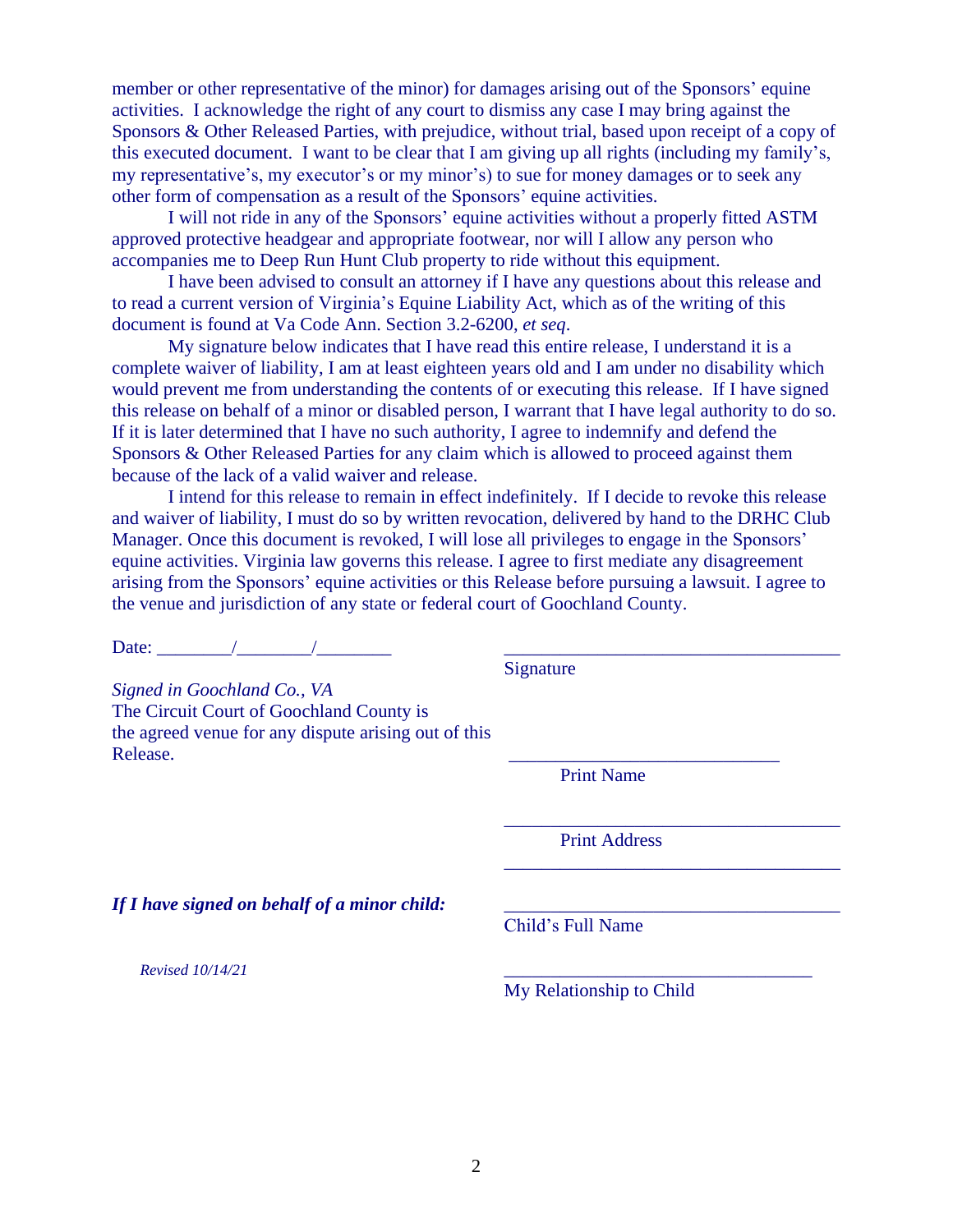member or other representative of the minor) for damages arising out of the Sponsors' equine activities. I acknowledge the right of any court to dismiss any case I may bring against the Sponsors & Other Released Parties, with prejudice, without trial, based upon receipt of a copy of this executed document. I want to be clear that I am giving up all rights (including my family's, my representative's, my executor's or my minor's) to sue for money damages or to seek any other form of compensation as a result of the Sponsors' equine activities.

I will not ride in any of the Sponsors' equine activities without a properly fitted ASTM approved protective headgear and appropriate footwear, nor will I allow any person who accompanies me to Deep Run Hunt Club property to ride without this equipment.

I have been advised to consult an attorney if I have any questions about this release and to read a current version of Virginia's Equine Liability Act, which as of the writing of this document is found at Va Code Ann. Section 3.2-6200, *et seq*.

My signature below indicates that I have read this entire release, I understand it is a complete waiver of liability, I am at least eighteen years old and I am under no disability which would prevent me from understanding the contents of or executing this release. If I have signed this release on behalf of a minor or disabled person, I warrant that I have legal authority to do so. If it is later determined that I have no such authority, I agree to indemnify and defend the Sponsors & Other Released Parties for any claim which is allowed to proceed against them because of the lack of a valid waiver and release.

I intend for this release to remain in effect indefinitely. If I decide to revoke this release and waiver of liability, I must do so by written revocation, delivered by hand to the DRHC Club Manager. Once this document is revoked, I will lose all privileges to engage in the Sponsors' equine activities. Virginia law governs this release. I agree to first mediate any disagreement arising from the Sponsors' equine activities or this Release before pursuing a lawsuit. I agree to the venue and jurisdiction of any state or federal court of Goochland County.

Date: ________/________/________

____________________________________
Signature

*Signed in Goochland Co., VA*
The Circuit Court of Goochland County is the agreed venue for any dispute arising out of this Release.

____________________________
Print Name

____________________________________
Print Address
____________________________________

***If I have signed on behalf of a minor child:***

____________________________________
Child's Full Name

____________________________________
My Relationship to Child

*Revised 10/14/21*